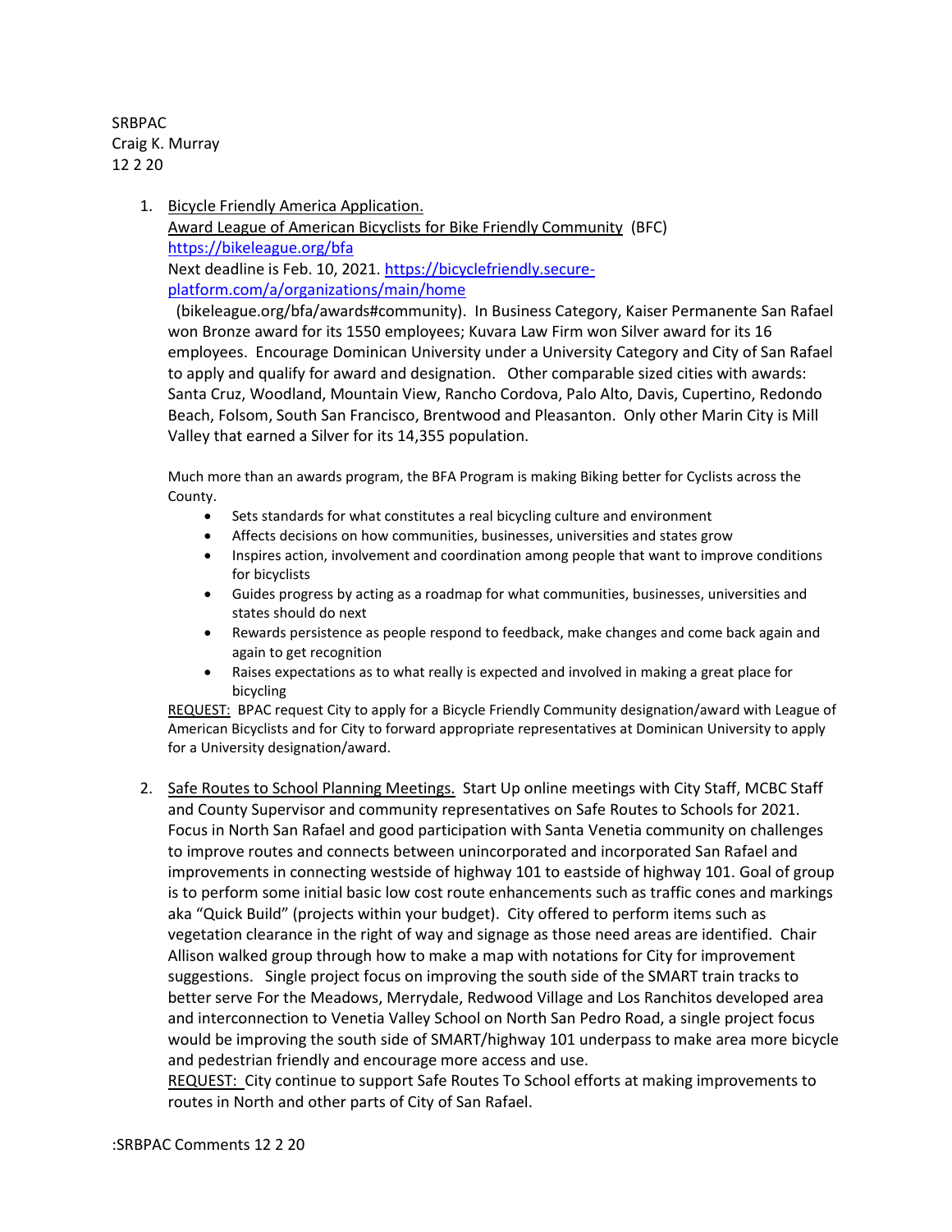SRBPAC
Craig K. Murray
12 2 20

1. Bicycle Friendly America Application.
   Award League of American Bicyclists for Bike Friendly Community (BFC)
   https://bikeleague.org/bfa
   Next deadline is Feb. 10, 2021. https://bicyclefriendly.secure-platform.com/a/organizations/main/home
   (bikeleague.org/bfa/awards#community). In Business Category, Kaiser Permanente San Rafael won Bronze award for its 1550 employees; Kuvara Law Firm won Silver award for its 16 employees. Encourage Dominican University under a University Category and City of San Rafael to apply and qualify for award and designation. Other comparable sized cities with awards: Santa Cruz, Woodland, Mountain View, Rancho Cordova, Palo Alto, Davis, Cupertino, Redondo Beach, Folsom, South San Francisco, Brentwood and Pleasanton. Only other Marin City is Mill Valley that earned a Silver for its 14,355 population.

   Much more than an awards program, the BFA Program is making Biking better for Cyclists across the County.
   - Sets standards for what constitutes a real bicycling culture and environment
   - Affects decisions on how communities, businesses, universities and states grow
   - Inspires action, involvement and coordination among people that want to improve conditions for bicyclists
   - Guides progress by acting as a roadmap for what communities, businesses, universities and states should do next
   - Rewards persistence as people respond to feedback, make changes and come back again and again to get recognition
   - Raises expectations as to what really is expected and involved in making a great place for bicycling

   REQUEST: BPAC request City to apply for a Bicycle Friendly Community designation/award with League of American Bicyclists and for City to forward appropriate representatives at Dominican University to apply for a University designation/award.

2. Safe Routes to School Planning Meetings. Start Up online meetings with City Staff, MCBC Staff and County Supervisor and community representatives on Safe Routes to Schools for 2021. Focus in North San Rafael and good participation with Santa Venetia community on challenges to improve routes and connects between unincorporated and incorporated San Rafael and improvements in connecting westside of highway 101 to eastside of highway 101. Goal of group is to perform some initial basic low cost route enhancements such as traffic cones and markings aka "Quick Build" (projects within your budget). City offered to perform items such as vegetation clearance in the right of way and signage as those need areas are identified. Chair Allison walked group through how to make a map with notations for City for improvement suggestions. Single project focus on improving the south side of the SMART train tracks to better serve For the Meadows, Merrydale, Redwood Village and Los Ranchitos developed area and interconnection to Venetia Valley School on North San Pedro Road, a single project focus would be improving the south side of SMART/highway 101 underpass to make area more bicycle and pedestrian friendly and encourage more access and use.
   REQUEST: City continue to support Safe Routes To School efforts at making improvements to routes in North and other parts of City of San Rafael.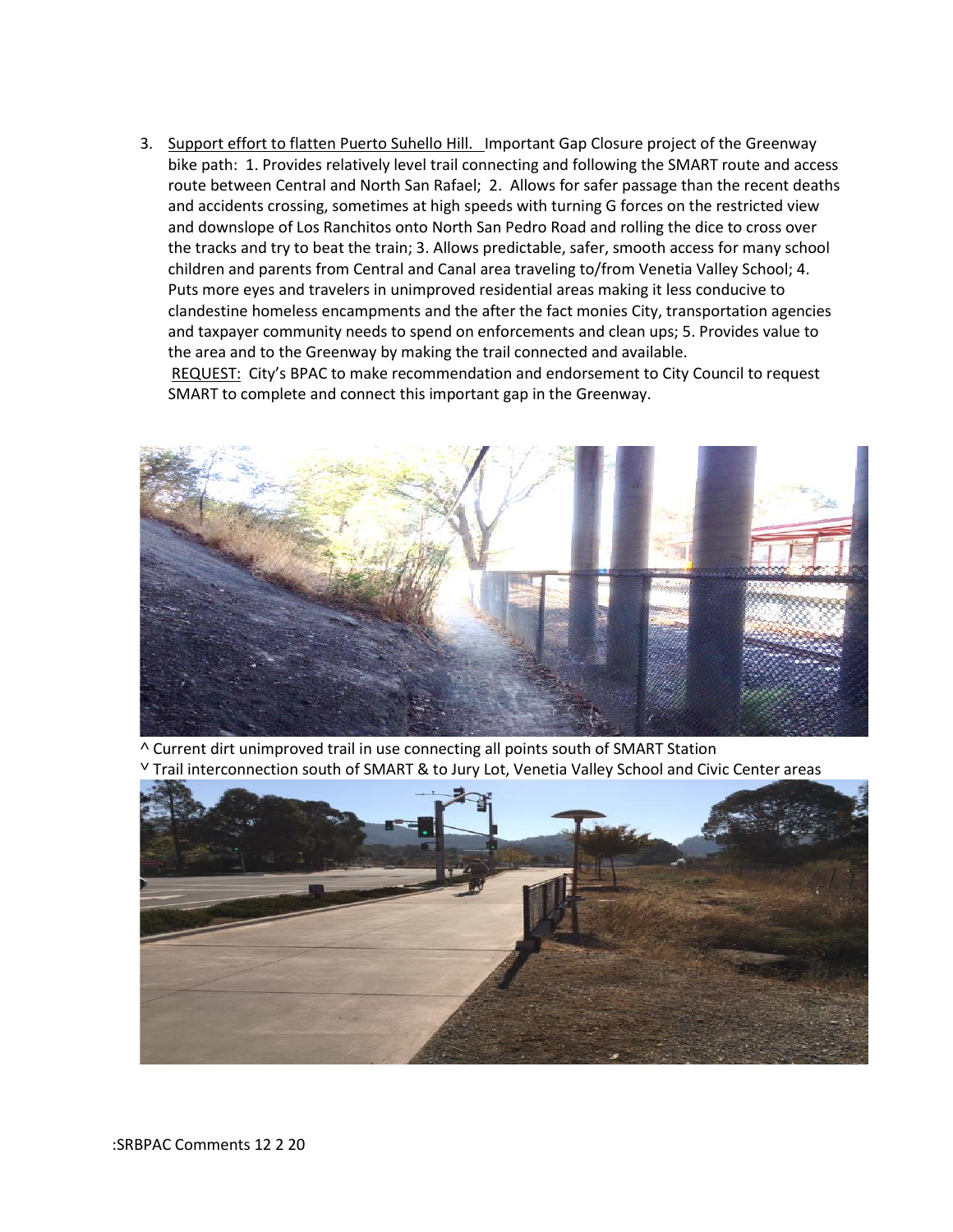3. Support effort to flatten Puerto Suhello Hill. Important Gap Closure project of the Greenway bike path: 1. Provides relatively level trail connecting and following the SMART route and access route between Central and North San Rafael; 2. Allows for safer passage than the recent deaths and accidents crossing, sometimes at high speeds with turning G forces on the restricted view and downslope of Los Ranchitos onto North San Pedro Road and rolling the dice to cross over the tracks and try to beat the train; 3. Allows predictable, safer, smooth access for many school children and parents from Central and Canal area traveling to/from Venetia Valley School; 4. Puts more eyes and travelers in unimproved residential areas making it less conducive to clandestine homeless encampments and the after the fact monies City, transportation agencies and taxpayer community needs to spend on enforcements and clean ups; 5. Provides value to the area and to the Greenway by making the trail connected and available.
   REQUEST: City's BPAC to make recommendation and endorsement to City Council to request SMART to complete and connect this important gap in the Greenway.

^ Current dirt unimproved trail in use connecting all points south of SMART Station

^ Trail interconnection south of SMART & to Jury Lot, Venetia Valley School and Civic Center areas

:SRBPAC Comments 12 2 20